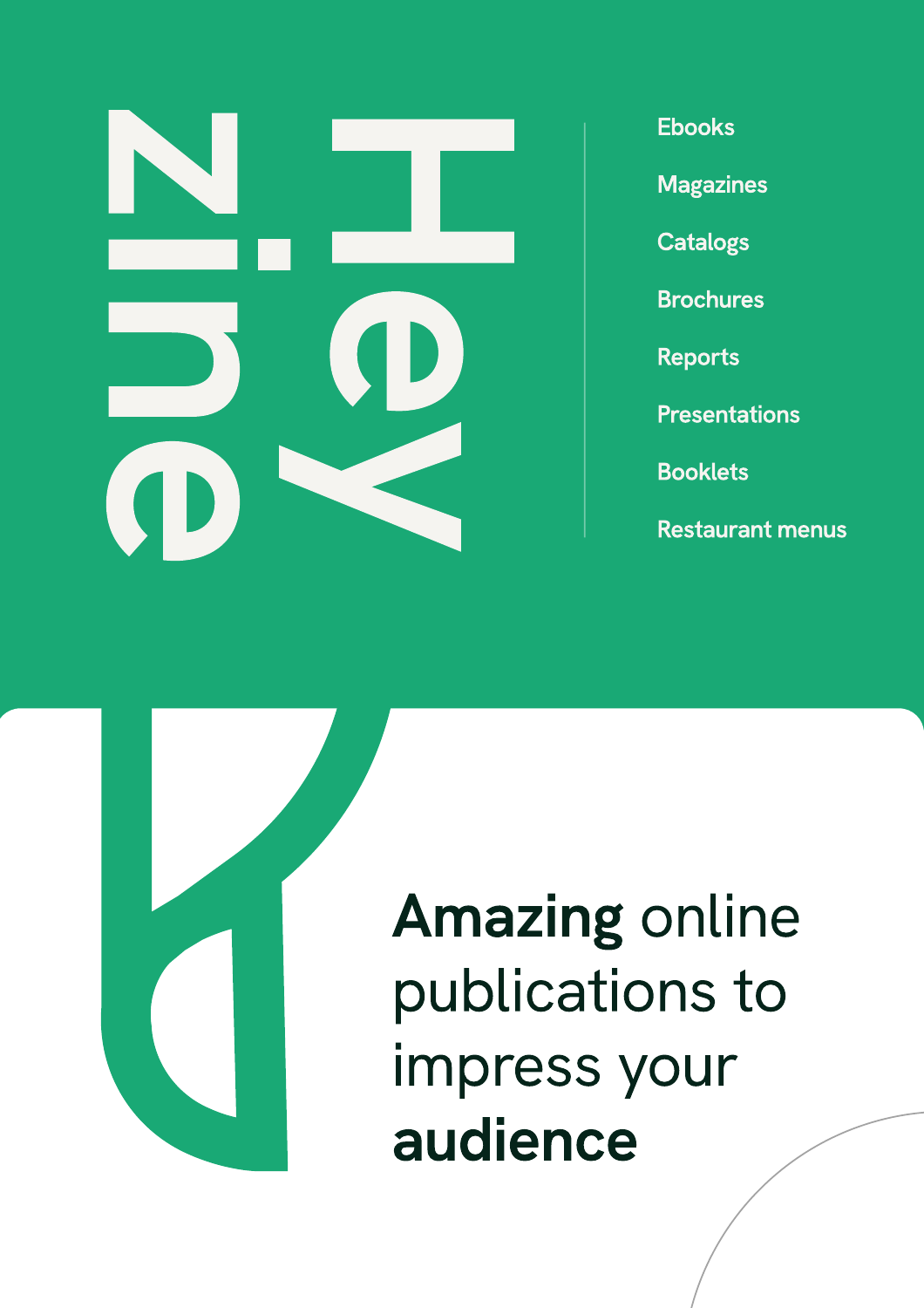# Hey zine

- Ebooks
- Magazines
- Catalogs
- Brochures
- Reports
- Presentations
- Booklets
- Restaurant menus

**Amazing** online publications to impress your **audience**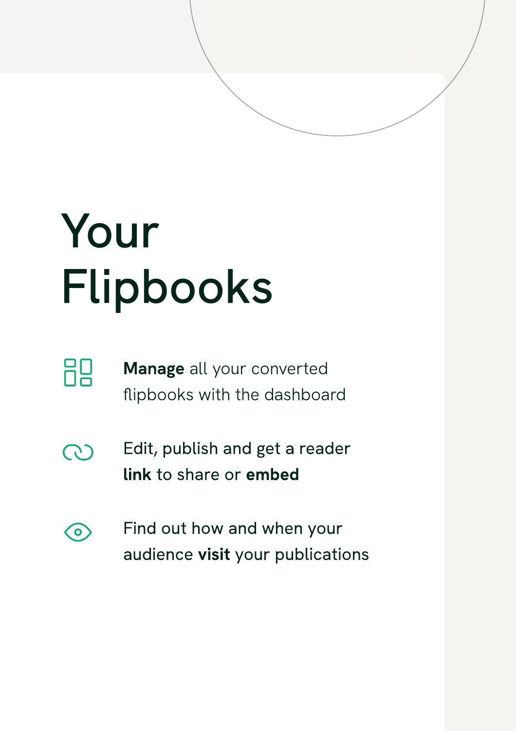# Your Flipbooks

- **Manage** all your converted flipbooks with the dashboard
- Edit, publish and get a reader **link** to share or **embed**
- Find out how and when your audience **visit** your publications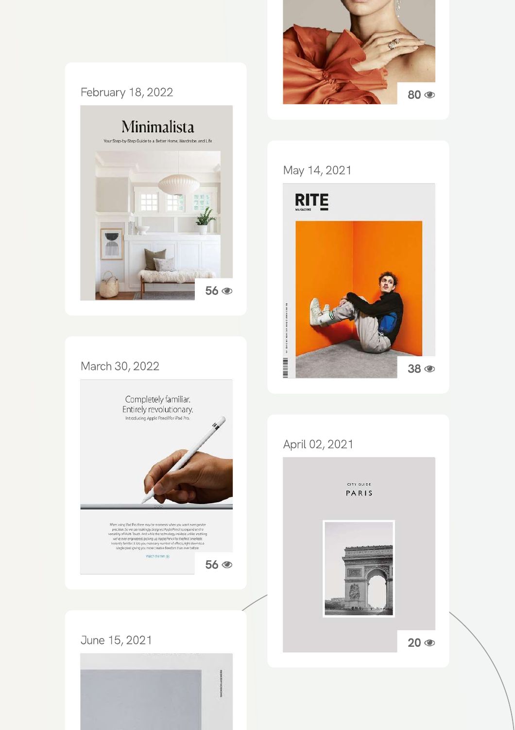80

February 18, 2022

Minimalista

Your Step-by-Step Guide to a Better Home, Wardrobe, and Life

56

May 14, 2021

RITE

38

March 30, 2022

Completely familiar.
Entirely revolutionary.
Introducing Apple Pencil for iPad Pro.

56

April 02, 2021

CITY GUIDE
PARIS

20

June 15, 2021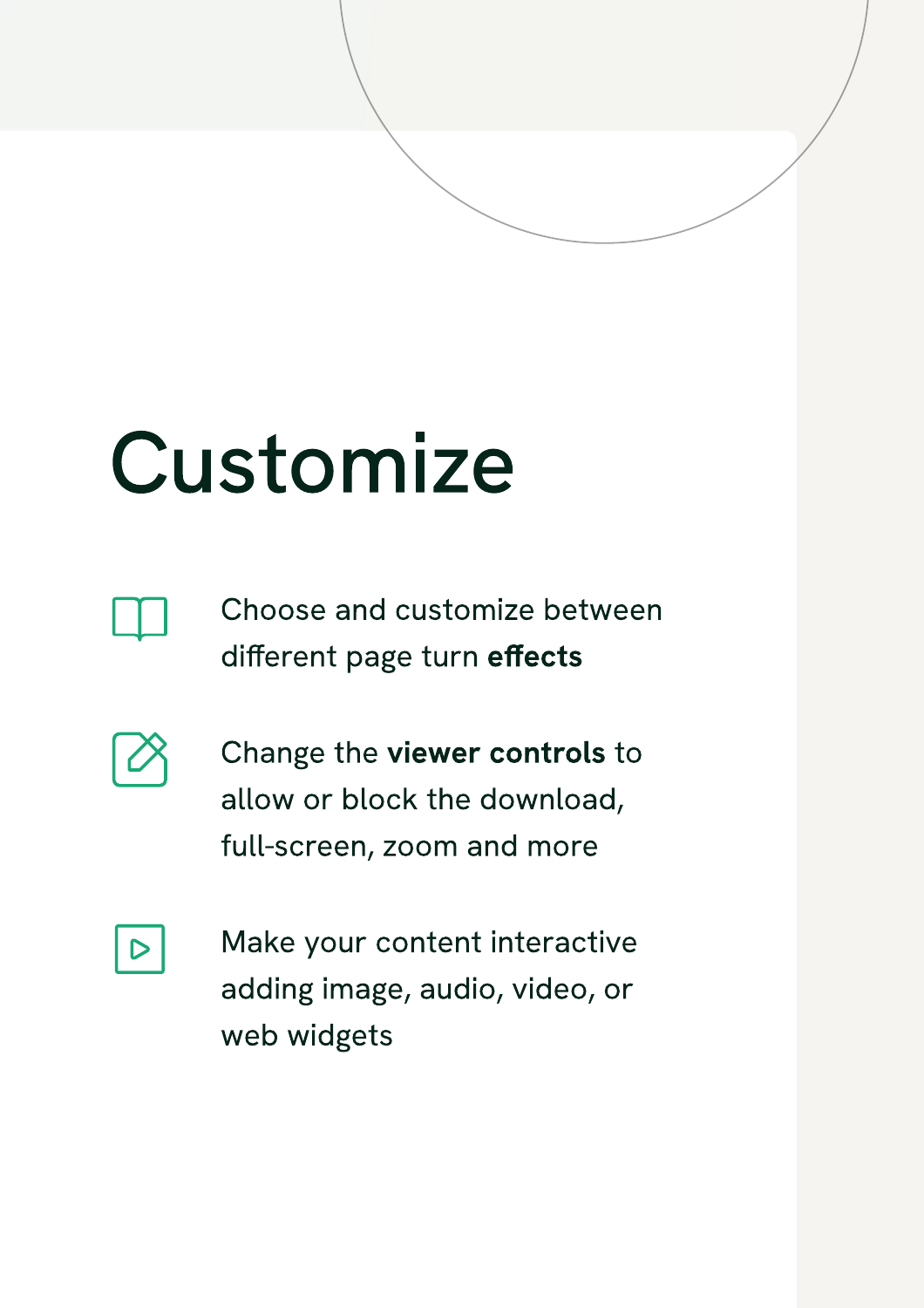# Customize

- Choose and customize between different page turn **effects**
- Change the **viewer controls** to allow or block the download, full-screen, zoom and more
- Make your content interactive adding image, audio, video, or web widgets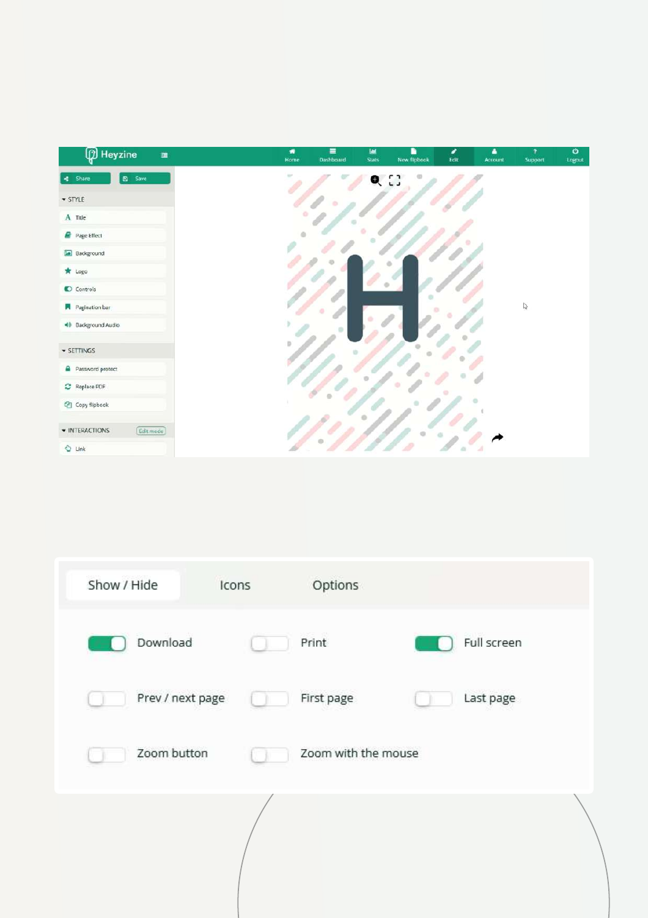Heyzine

Home | Dashboard | Stats | New flipbook | Edit | Account | Support | Logout

Share | Save

STYLE
- Title
- Page Effect
- Background
- Logo
- Controls
- Pagination bar
- Background Audio

SETTINGS
- Password protect
- Replace PDF
- Copy flipbook

INTERACTIONS (Edit mode)
- Link

Show / Hide | Icons | Options

- Download
- Print
- Full screen
- Prev / next page
- First page
- Last page
- Zoom button
- Zoom with the mouse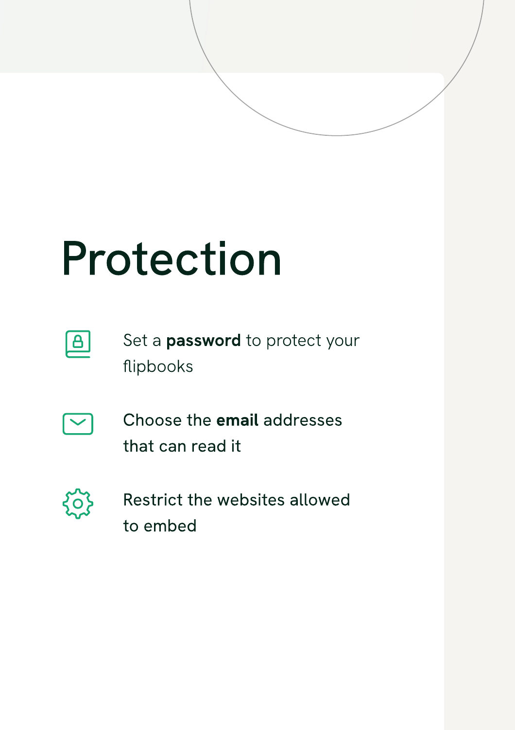# Protection

- Set a **password** to protect your flipbooks
- Choose the **email** addresses that can read it
- Restrict the websites allowed to embed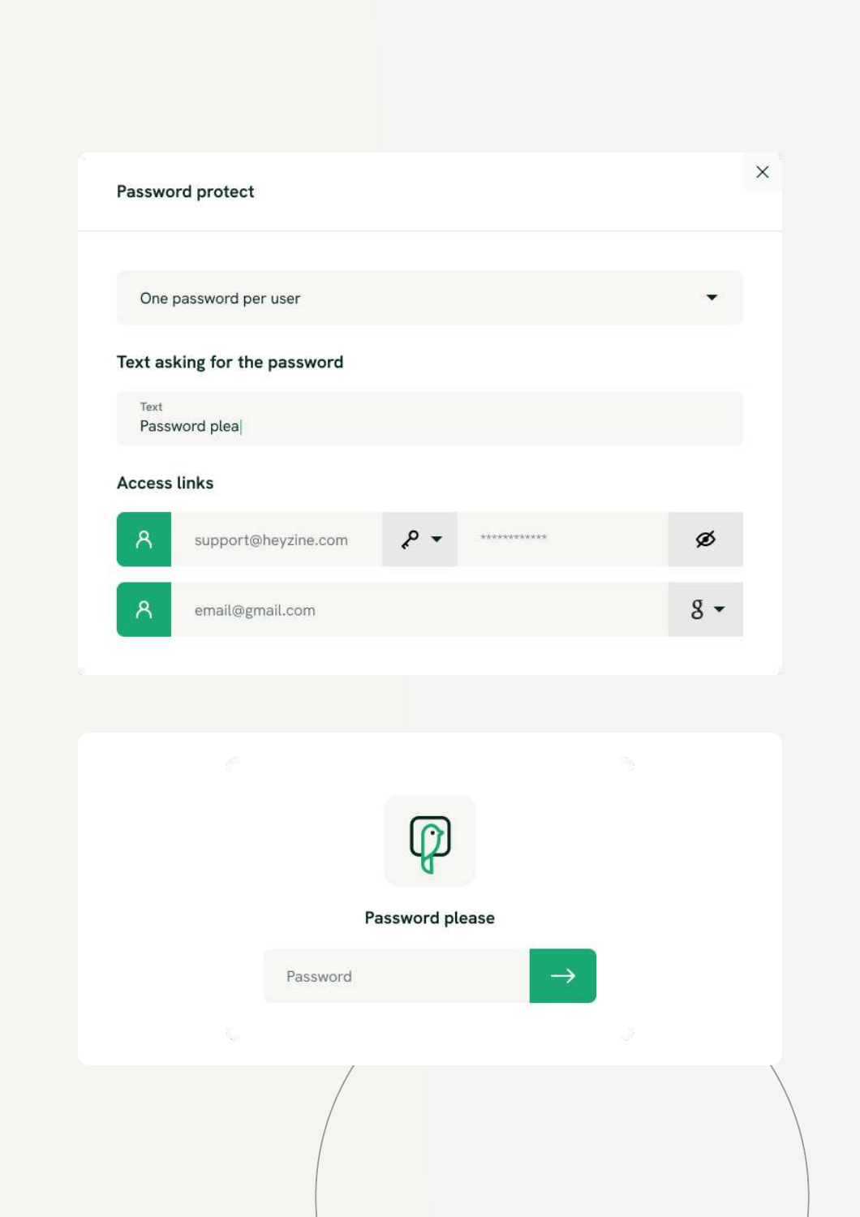Password protect

One password per user

Text asking for the password

Text

Password plea

Access links

support@heyzine.com

*************

email@gmail.com

Password please

Password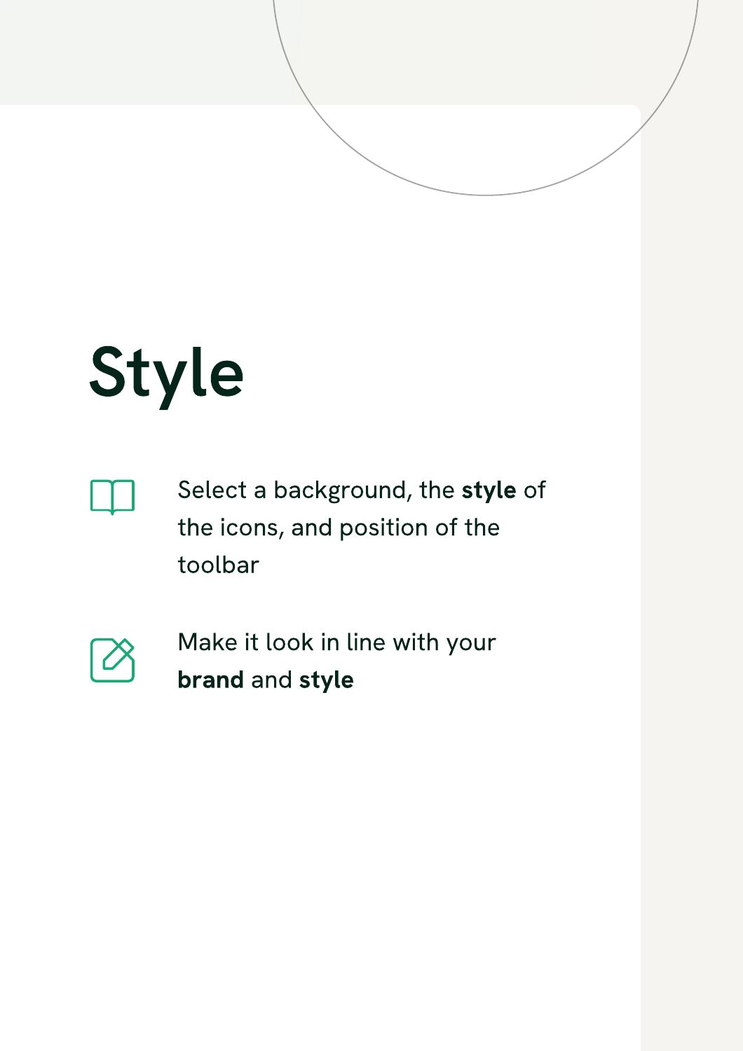# Style

- Select a background, the **style** of the icons, and position of the toolbar
- Make it look in line with your **brand** and **style**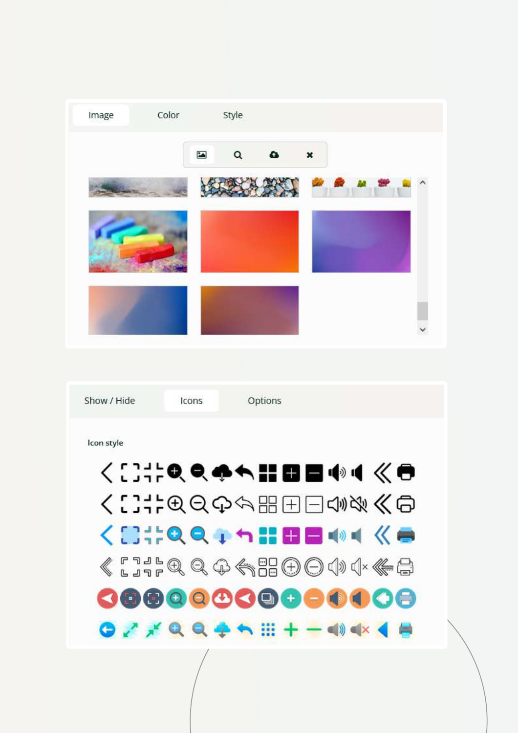Image Color Style

Show / Hide Icons Options

Icon style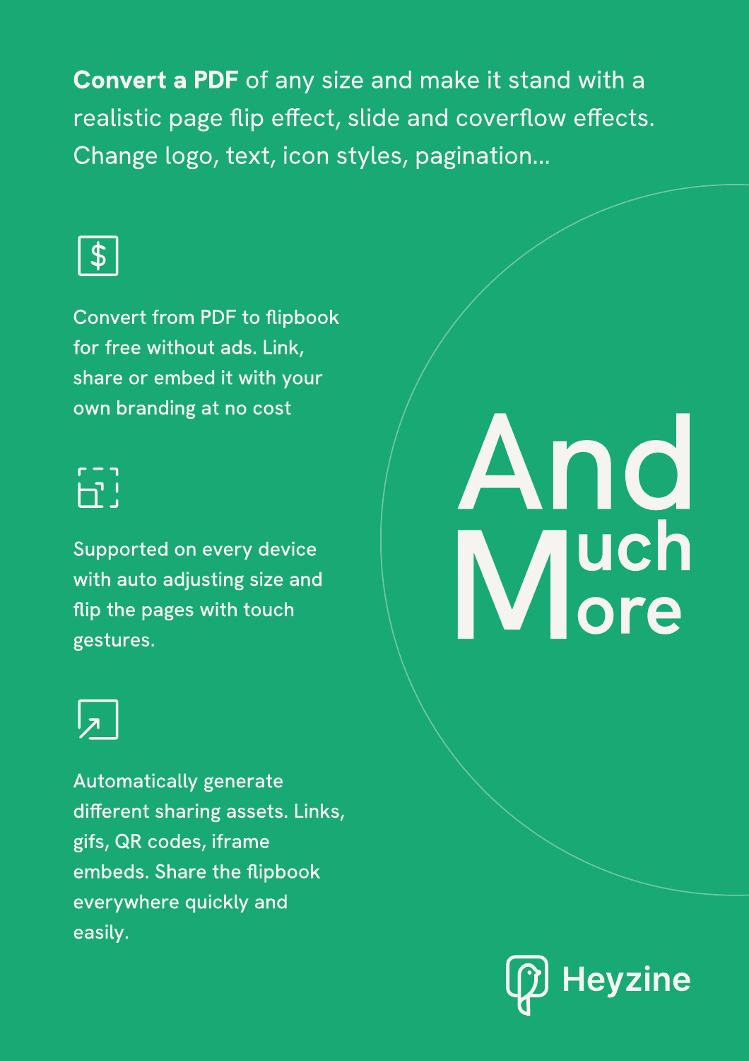**Convert a PDF** of any size and make it stand with a realistic page flip effect, slide and coverflow effects. Change logo, text, icon styles, pagination...

Convert from PDF to flipbook for free without ads. Link, share or embed it with your own branding at no cost

Supported on every device with auto adjusting size and flip the pages with touch gestures.

Automatically generate different sharing assets. Links, gifs, QR codes, iframe embeds. Share the flipbook everywhere quickly and easily.

# And Much More

Heyzine